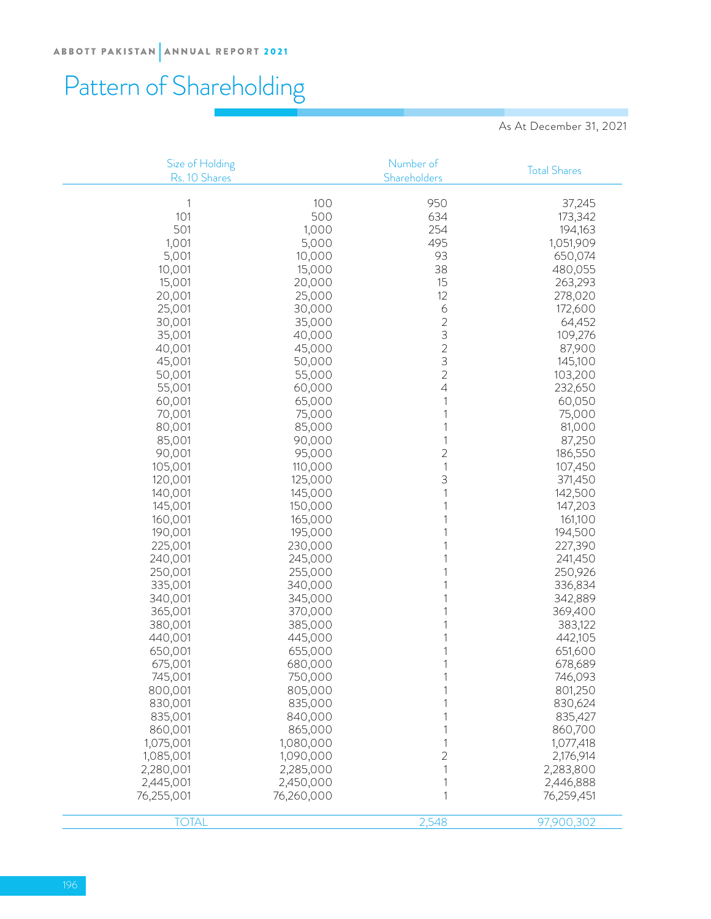# Pattern of Shareholding

As At December 31, 2021

| Size of Holding Rs. 10 Shares | | Number of Shareholders | Total Shares |
|---|---|---|---|
| 1 | 100 | 950 | 37,245 |
| 101 | 500 | 634 | 173,342 |
| 501 | 1,000 | 254 | 194,163 |
| 1,001 | 5,000 | 495 | 1,051,909 |
| 5,001 | 10,000 | 93 | 650,074 |
| 10,001 | 15,000 | 38 | 480,055 |
| 15,001 | 20,000 | 15 | 263,293 |
| 20,001 | 25,000 | 12 | 278,020 |
| 25,001 | 30,000 | 6 | 172,600 |
| 30,001 | 35,000 | 2 | 64,452 |
| 35,001 | 40,000 | 3 | 109,276 |
| 40,001 | 45,000 | 2 | 87,900 |
| 45,001 | 50,000 | 3 | 145,100 |
| 50,001 | 55,000 | 2 | 103,200 |
| 55,001 | 60,000 | 4 | 232,650 |
| 60,001 | 65,000 | 1 | 60,050 |
| 70,001 | 75,000 | 1 | 75,000 |
| 80,001 | 85,000 | 1 | 81,000 |
| 85,001 | 90,000 | 1 | 87,250 |
| 90,001 | 95,000 | 2 | 186,550 |
| 105,001 | 110,000 | 1 | 107,450 |
| 120,001 | 125,000 | 3 | 371,450 |
| 140,001 | 145,000 | 1 | 142,500 |
| 145,001 | 150,000 | 1 | 147,203 |
| 160,001 | 165,000 | 1 | 161,100 |
| 190,001 | 195,000 | 1 | 194,500 |
| 225,001 | 230,000 | 1 | 227,390 |
| 240,001 | 245,000 | 1 | 241,450 |
| 250,001 | 255,000 | 1 | 250,926 |
| 335,001 | 340,000 | 1 | 336,834 |
| 340,001 | 345,000 | 1 | 342,889 |
| 365,001 | 370,000 | 1 | 369,400 |
| 380,001 | 385,000 | 1 | 383,122 |
| 440,001 | 445,000 | 1 | 442,105 |
| 650,001 | 655,000 | 1 | 651,600 |
| 675,001 | 680,000 | 1 | 678,689 |
| 745,001 | 750,000 | 1 | 746,093 |
| 800,001 | 805,000 | 1 | 801,250 |
| 830,001 | 835,000 | 1 | 830,624 |
| 835,001 | 840,000 | 1 | 835,427 |
| 860,001 | 865,000 | 1 | 860,700 |
| 1,075,001 | 1,080,000 | 1 | 1,077,418 |
| 1,085,001 | 1,090,000 | 2 | 2,176,914 |
| 2,280,001 | 2,285,000 | 1 | 2,283,800 |
| 2,445,001 | 2,450,000 | 1 | 2,446,888 |
| 76,255,001 | 76,260,000 | 1 | 76,259,451 |
| TOTAL | | 2,548 | 97,900,302 |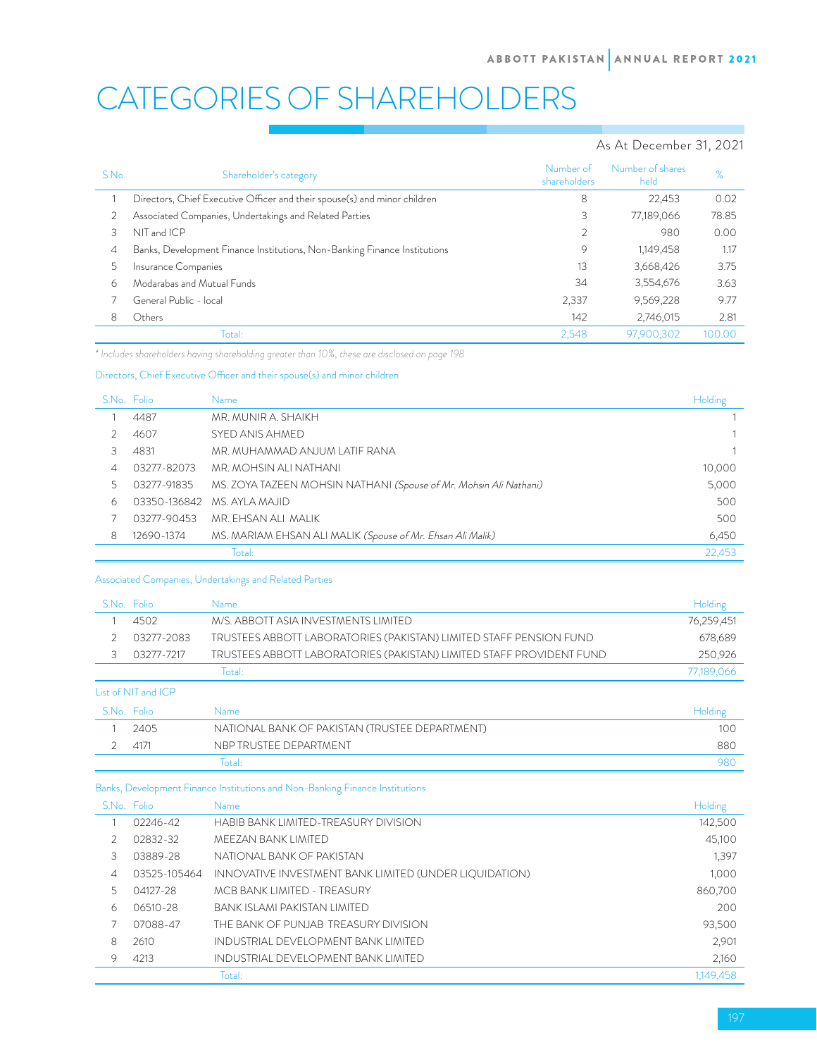# CATEGORIES OF SHAREHOLDERS

As At December 31, 2021

| S.No. | Shareholder's category | Number of shareholders | Number of shares held | % |
|---|---|---|---|---|
| 1 | Directors, Chief Executive Officer and their spouse(s) and minor children | 8 | 22,453 | 0.02 |
| 2 | Associated Companies, Undertakings and Related Parties | 3 | 77,189,066 | 78.85 |
| 3 | NIT and ICP | 2 | 980 | 0.00 |
| 4 | Banks, Development Finance Institutions, Non-Banking Finance Institutions | 9 | 1,149,458 | 1.17 |
| 5 | Insurance Companies | 13 | 3,668,426 | 3.75 |
| 6 | Modarabas and Mutual Funds | 34 | 3,554,676 | 3.63 |
| 7 | General Public - local | 2,337 | 9,569,228 | 9.77 |
| 8 | Others | 142 | 2,746,015 | 2.81 |
| | Total: | 2,548 | 97,900,302 | 100.00 |

*\* Includes shareholders having shareholding greater than 10%, these are disclosed on page 198.*

Directors, Chief Executive Officer and their spouse(s) and minor children

| S.No. | Folio | Name | Holding |
|---|---|---|---|
| 1 | 4487 | MR. MUNIR A. SHAIKH | 1 |
| 2 | 4607 | SYED ANIS AHMED | 1 |
| 3 | 4831 | MR. MUHAMMAD ANJUM LATIF RANA | 1 |
| 4 | 03277-82073 | MR. MOHSIN ALI NATHANI | 10,000 |
| 5 | 03277-91835 | MS. ZOYA TAZEEN MOHSIN NATHANI *(Spouse of Mr. Mohsin Ali Nathani)* | 5,000 |
| 6 | 03350-136842 | MS. AYLA MAJID | 500 |
| 7 | 03277-90453 | MR. EHSAN ALI MALIK | 500 |
| 8 | 12690-1374 | MS. MARIAM EHSAN ALI MALIK *(Spouse of Mr. Ehsan Ali Malik)* | 6,450 |
| | | Total: | 22,453 |

Associated Companies, Undertakings and Related Parties

| S.No. | Folio | Name | Holding |
|---|---|---|---|
| 1 | 4502 | M/S. ABBOTT ASIA INVESTMENTS LIMITED | 76,259,451 |
| 2 | 03277-2083 | TRUSTEES ABBOTT LABORATORIES (PAKISTAN) LIMITED STAFF PENSION FUND | 678,689 |
| 3 | 03277-7217 | TRUSTEES ABBOTT LABORATORIES (PAKISTAN) LIMITED STAFF PROVIDENT FUND | 250,926 |
| | | Total: | 77,189,066 |

List of NIT and ICP

| S.No. | Folio | Name | Holding |
|---|---|---|---|
| 1 | 2405 | NATIONAL BANK OF PAKISTAN (TRUSTEE DEPARTMENT) | 100 |
| 2 | 4171 | NBP TRUSTEE DEPARTMENT | 880 |
| | | Total: | 980 |

Banks, Development Finance Institutions and Non-Banking Finance Institutions

| S.No. | Folio | Name | Holding |
|---|---|---|---|
| 1 | 02246-42 | HABIB BANK LIMITED-TREASURY DIVISION | 142,500 |
| 2 | 02832-32 | MEEZAN BANK LIMITED | 45,100 |
| 3 | 03889-28 | NATIONAL BANK OF PAKISTAN | 1,397 |
| 4 | 03525-105464 | INNOVATIVE INVESTMENT BANK LIMITED (UNDER LIQUIDATION) | 1,000 |
| 5 | 04127-28 | MCB BANK LIMITED - TREASURY | 860,700 |
| 6 | 06510-28 | BANK ISLAMI PAKISTAN LIMITED | 200 |
| 7 | 07088-47 | THE BANK OF PUNJAB TREASURY DIVISION | 93,500 |
| 8 | 2610 | INDUSTRIAL DEVELOPMENT BANK LIMITED | 2,901 |
| 9 | 4213 | INDUSTRIAL DEVELOPMENT BANK LIMITED | 2,160 |
| | | Total: | 1,149,458 |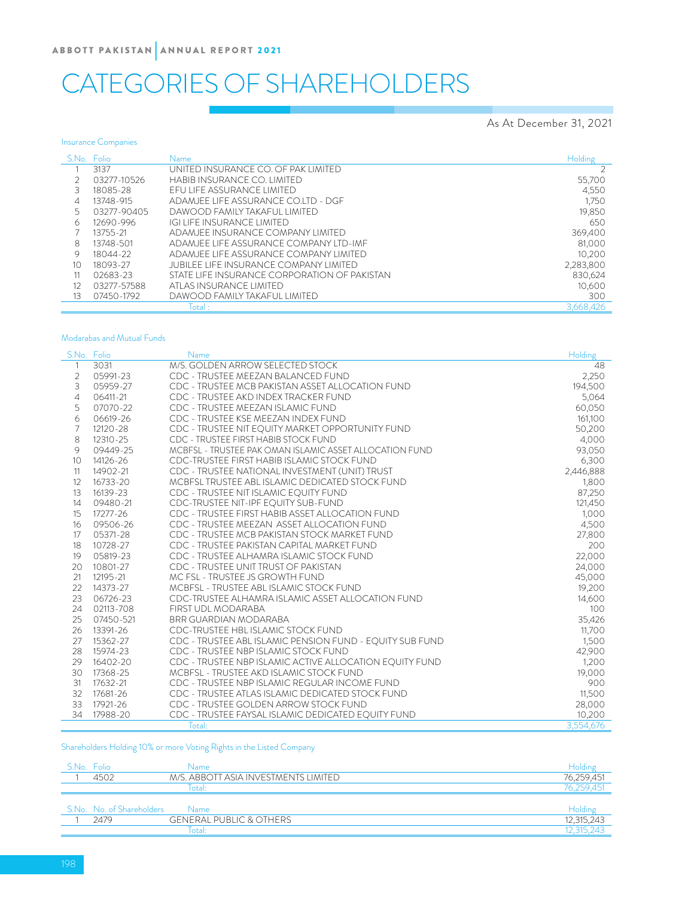# CATEGORIES OF SHAREHOLDERS

As At December 31, 2021

### Insurance Companies

| S.No. | Folio | Name | Holding |
|---|---|---|---|
| 1 | 3137 | UNITED INSURANCE CO. OF PAK LIMITED | 2 |
| 2 | 03277-10526 | HABIB INSURANCE CO. LIMITED | 55,700 |
| 3 | 18085-28 | EFU LIFE ASSURANCE LIMITED | 4,550 |
| 4 | 13748-915 | ADAMJEE LIFE ASSURANCE CO.LTD - DGF | 1,750 |
| 5 | 03277-90405 | DAWOOD FAMILY TAKAFUL LIMITED | 19,850 |
| 6 | 12690-996 | IGI LIFE INSURANCE LIMITED | 650 |
| 7 | 13755-21 | ADAMJEE INSURANCE COMPANY LIMITED | 369,400 |
| 8 | 13748-501 | ADAMJEE LIFE ASSURANCE COMPANY LTD-IMF | 81,000 |
| 9 | 18044-22 | ADAMJEE LIFE ASSURANCE COMPANY LIMITED | 10,200 |
| 10 | 18093-27 | JUBILEE LIFE INSURANCE COMPANY LIMITED | 2,283,800 |
| 11 | 02683-23 | STATE LIFE INSURANCE CORPORATION OF PAKISTAN | 830,624 |
| 12 | 03277-57588 | ATLAS INSURANCE LIMITED | 10,600 |
| 13 | 07450-1792 | DAWOOD FAMILY TAKAFUL LIMITED | 300 |
| | | Total : | 3,668,426 |

### Modarabas and Mutual Funds

| S.No. | Folio | Name | Holding |
|---|---|---|---|
| 1 | 3031 | M/S. GOLDEN ARROW SELECTED STOCK | 48 |
| 2 | 05991-23 | CDC - TRUSTEE MEEZAN BALANCED FUND | 2,250 |
| 3 | 05959-27 | CDC - TRUSTEE MCB PAKISTAN ASSET ALLOCATION FUND | 194,500 |
| 4 | 06411-21 | CDC - TRUSTEE AKD INDEX TRACKER FUND | 5,064 |
| 5 | 07070-22 | CDC - TRUSTEE MEEZAN ISLAMIC FUND | 60,050 |
| 6 | 06619-26 | CDC - TRUSTEE KSE MEEZAN INDEX FUND | 161,100 |
| 7 | 12120-28 | CDC - TRUSTEE NIT EQUITY MARKET OPPORTUNITY FUND | 50,200 |
| 8 | 12310-25 | CDC - TRUSTEE FIRST HABIB STOCK FUND | 4,000 |
| 9 | 09449-25 | MCBFSL - TRUSTEE PAK OMAN ISLAMIC ASSET ALLOCATION FUND | 93,050 |
| 10 | 14126-26 | CDC-TRUSTEE FIRST HABIB ISLAMIC STOCK FUND | 6,300 |
| 11 | 14902-21 | CDC - TRUSTEE NATIONAL INVESTMENT (UNIT) TRUST | 2,446,888 |
| 12 | 16733-20 | MCBFSL TRUSTEE ABL ISLAMIC DEDICATED STOCK FUND | 1,800 |
| 13 | 16139-23 | CDC - TRUSTEE NIT ISLAMIC EQUITY FUND | 87,250 |
| 14 | 09480-21 | CDC-TRUSTEE NIT-IPF EQUITY SUB-FUND | 121,450 |
| 15 | 17277-26 | CDC - TRUSTEE FIRST HABIB ASSET ALLOCATION FUND | 1,000 |
| 16 | 09506-26 | CDC - TRUSTEE MEEZAN ASSET ALLOCATION FUND | 4,500 |
| 17 | 05371-28 | CDC - TRUSTEE MCB PAKISTAN STOCK MARKET FUND | 27,800 |
| 18 | 10728-27 | CDC - TRUSTEE PAKISTAN CAPITAL MARKET FUND | 200 |
| 19 | 05819-23 | CDC - TRUSTEE ALHAMRA ISLAMIC STOCK FUND | 22,000 |
| 20 | 10801-27 | CDC - TRUSTEE UNIT TRUST OF PAKISTAN | 24,000 |
| 21 | 12195-21 | MC FSL - TRUSTEE JS GROWTH FUND | 45,000 |
| 22 | 14373-27 | MCBFSL - TRUSTEE ABL ISLAMIC STOCK FUND | 19,200 |
| 23 | 06726-23 | CDC-TRUSTEE ALHAMRA ISLAMIC ASSET ALLOCATION FUND | 14,600 |
| 24 | 02113-708 | FIRST UDL MODARABA | 100 |
| 25 | 07450-521 | BRR GUARDIAN MODARABA | 35,426 |
| 26 | 13391-26 | CDC-TRUSTEE HBL ISLAMIC STOCK FUND | 11,700 |
| 27 | 15362-27 | CDC - TRUSTEE ABL ISLAMIC PENSION FUND - EQUITY SUB FUND | 1,500 |
| 28 | 15974-23 | CDC - TRUSTEE NBP ISLAMIC STOCK FUND | 42,900 |
| 29 | 16402-20 | CDC - TRUSTEE NBP ISLAMIC ACTIVE ALLOCATION EQUITY FUND | 1,200 |
| 30 | 17368-25 | MCBFSL - TRUSTEE AKD ISLAMIC STOCK FUND | 19,000 |
| 31 | 17632-21 | CDC - TRUSTEE NBP ISLAMIC REGULAR INCOME FUND | 900 |
| 32 | 17681-26 | CDC - TRUSTEE ATLAS ISLAMIC DEDICATED STOCK FUND | 11,500 |
| 33 | 17921-26 | CDC - TRUSTEE GOLDEN ARROW STOCK FUND | 28,000 |
| 34 | 17988-20 | CDC - TRUSTEE FAYSAL ISLAMIC DEDICATED EQUITY FUND | 10,200 |
| | | Total: | 3,554,676 |

### Shareholders Holding 10% or more Voting Rights in the Listed Company

| S.No. | Folio | Name | Holding |
|---|---|---|---|
| 1 | 4502 | M/S. ABBOTT ASIA INVESTMENTS LIMITED | 76,259,451 |
| | | Total: | 76,259,451 |

| S.No. | No. of Shareholders | Name | Holding |
|---|---|---|---|
| 1 | 2479 | GENERAL PUBLIC & OTHERS | 12,315,243 |
| | | Total: | 12,315,243 |